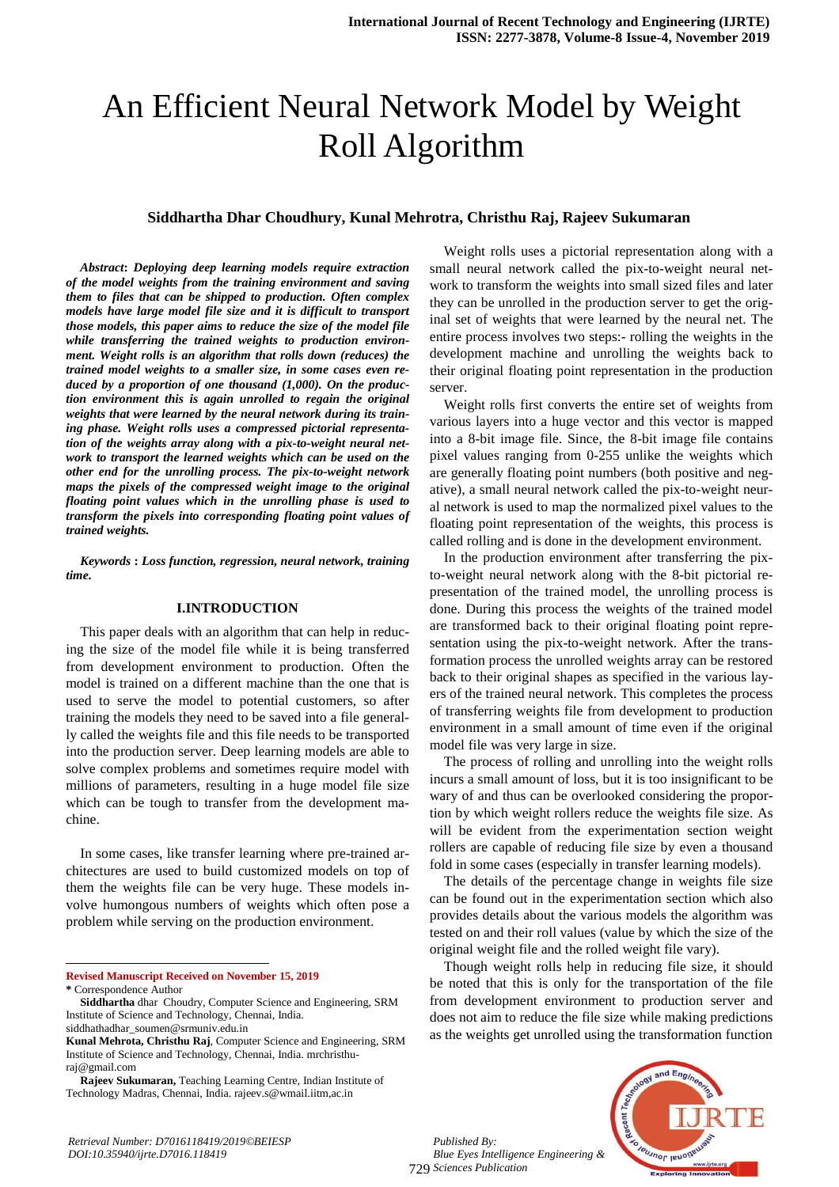# An Efficient Neural Network Model by Weight Roll Algorithm

**Siddhartha Dhar Choudhury, Kunal Mehrotra, Christhu Raj, Rajeev Sukumaran**

***Abstract*: *Deploying deep learning models require extraction of the model weights from the training environment and saving them to files that can be shipped to production. Often complex models have large model file size and it is difficult to transport those models, this paper aims to reduce the size of the model file while transferring the trained weights to production environment. Weight rolls is an algorithm that rolls down (reduces) the trained model weights to a smaller size, in some cases even reduced by a proportion of one thousand (1,000). On the production environment this is again unrolled to regain the original weights that were learned by the neural network during its training phase. Weight rolls uses a compressed pictorial representation of the weights array along with a pix-to-weight neural network to transport the learned weights which can be used on the other end for the unrolling process. The pix-to-weight network maps the pixels of the compressed weight image to the original floating point values which in the unrolling phase is used to transform the pixels into corresponding floating point values of trained weights.***

***Keywords* : *Loss function, regression, neural network, training time.***

## I.INTRODUCTION

This paper deals with an algorithm that can help in reducing the size of the model file while it is being transferred from development environment to production. Often the model is trained on a different machine than the one that is used to serve the model to potential customers, so after training the models they need to be saved into a file generally called the weights file and this file needs to be transported into the production server. Deep learning models are able to solve complex problems and sometimes require model with millions of parameters, resulting in a huge model file size which can be tough to transfer from the development machine.

In some cases, like transfer learning where pre-trained architectures are used to build customized models on top of them the weights file can be very huge. These models involve humongous numbers of weights which often pose a problem while serving on the production environment.

Weight rolls uses a pictorial representation along with a small neural network called the pix-to-weight neural network to transform the weights into small sized files and later they can be unrolled in the production server to get the original set of weights that were learned by the neural net. The entire process involves two steps:- rolling the weights in the development machine and unrolling the weights back to their original floating point representation in the production server.

Weight rolls first converts the entire set of weights from various layers into a huge vector and this vector is mapped into a 8-bit image file. Since, the 8-bit image file contains pixel values ranging from 0-255 unlike the weights which are generally floating point numbers (both positive and negative), a small neural network called the pix-to-weight neural network is used to map the normalized pixel values to the floating point representation of the weights, this process is called rolling and is done in the development environment.

In the production environment after transferring the pix-to-weight neural network along with the 8-bit pictorial representation of the trained model, the unrolling process is done. During this process the weights of the trained model are transformed back to their original floating point representation using the pix-to-weight network. After the transformation process the unrolled weights array can be restored back to their original shapes as specified in the various layers of the trained neural network. This completes the process of transferring weights file from development to production environment in a small amount of time even if the original model file was very large in size.

The process of rolling and unrolling into the weight rolls incurs a small amount of loss, but it is too insignificant to be wary of and thus can be overlooked considering the proportion by which weight rollers reduce the weights file size. As will be evident from the experimentation section weight rollers are capable of reducing file size by even a thousand fold in some cases (especially in transfer learning models).

The details of the percentage change in weights file size can be found out in the experimentation section which also provides details about the various models the algorithm was tested on and their roll values (value by which the size of the original weight file and the rolled weight file vary).

Though weight rolls help in reducing file size, it should be noted that this is only for the transportation of the file from development environment to production server and does not aim to reduce the file size while making predictions as the weights get unrolled using the transformation function

---

**Revised Manuscript Received on November 15, 2019**

**\*** Correspondence Author

**Siddhartha** dhar Choudry, Computer Science and Engineering, SRM Institute of Science and Technology, Chennai, India. siddhathadhar_soumen@srmuniv.edu.in

**Kunal Mehrota, Christhu Raj**, Computer Science and Engineering, SRM Institute of Science and Technology, Chennai, India. mrchristhuraj@gmail.com

**Rajeev Sukumaran,** Teaching Learning Centre, Indian Institute of Technology Madras, Chennai, India. rajeev.s@wmail.iitm,ac.in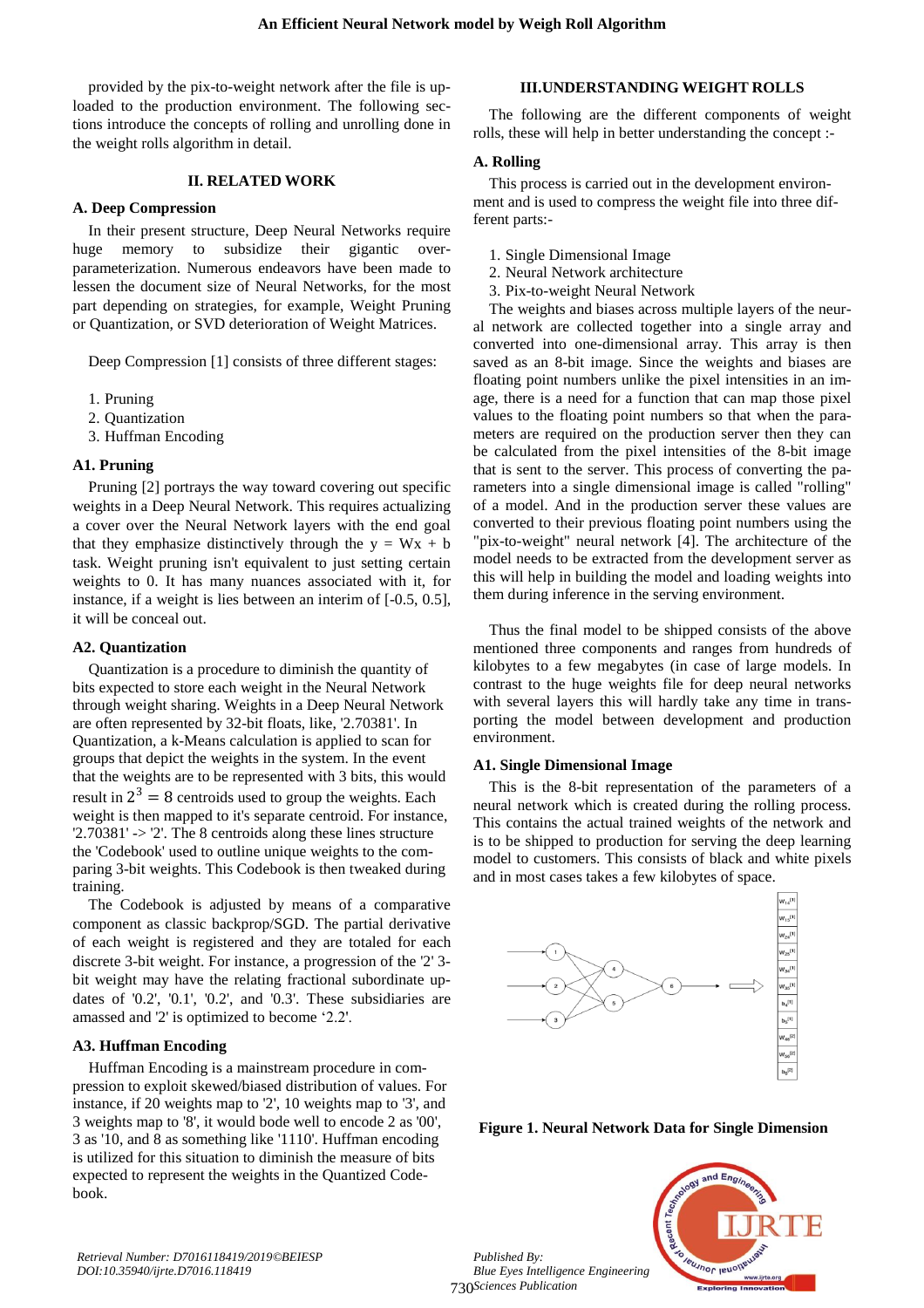provided by the pix-to-weight network after the file is uploaded to the production environment. The following sections introduce the concepts of rolling and unrolling done in the weight rolls algorithm in detail.

## II. RELATED WORK

### A. Deep Compression

In their present structure, Deep Neural Networks require huge memory to subsidize their gigantic over-parameterization. Numerous endeavors have been made to lessen the document size of Neural Networks, for the most part depending on strategies, for example, Weight Pruning or Quantization, or SVD deterioration of Weight Matrices.

Deep Compression [1] consists of three different stages:

1. Pruning
2. Quantization
3. Huffman Encoding

### A1. Pruning

Pruning [2] portrays the way toward covering out specific weights in a Deep Neural Network. This requires actualizing a cover over the Neural Network layers with the end goal that they emphasize distinctively through the y = Wx + b task. Weight pruning isn't equivalent to just setting certain weights to 0. It has many nuances associated with it, for instance, if a weight is lies between an interim of [-0.5, 0.5], it will be conceal out.

### A2. Quantization

Quantization is a procedure to diminish the quantity of bits expected to store each weight in the Neural Network through weight sharing. Weights in a Deep Neural Network are often represented by 32-bit floats, like, '2.70381'. In Quantization, a k-Means calculation is applied to scan for groups that depict the weights in the system. In the event that the weights are to be represented with 3 bits, this would result in $2^3 = 8$ centroids used to group the weights. Each weight is then mapped to it's separate centroid. For instance, '2.70381' -> '2'. The 8 centroids along these lines structure the 'Codebook' used to outline unique weights to the comparing 3-bit weights. This Codebook is then tweaked during training.

The Codebook is adjusted by means of a comparative component as classic backprop/SGD. The partial derivative of each weight is registered and they are totaled for each discrete 3-bit weight. For instance, a progression of the '2' 3-bit weight may have the relating fractional subordinate updates of '0.2', '0.1', '0.2', and '0.3'. These subsidiaries are amassed and '2' is optimized to become '2.2'.

### A3. Huffman Encoding

Huffman Encoding is a mainstream procedure in compression to exploit skewed/biased distribution of values. For instance, if 20 weights map to '2', 10 weights map to '3', and 3 weights map to '8', it would bode well to encode 2 as '00', 3 as '10, and 8 as something like '1110'. Huffman encoding is utilized for this situation to diminish the measure of bits expected to represent the weights in the Quantized Codebook.

## III. UNDERSTANDING WEIGHT ROLLS

The following are the different components of weight rolls, these will help in better understanding the concept :-

### A. Rolling

This process is carried out in the development environment and is used to compress the weight file into three different parts:-

1. Single Dimensional Image
2. Neural Network architecture
3. Pix-to-weight Neural Network

The weights and biases across multiple layers of the neural network are collected together into a single array and converted into one-dimensional array. This array is then saved as an 8-bit image. Since the weights and biases are floating point numbers unlike the pixel intensities in an image, there is a need for a function that can map those pixel values to the floating point numbers so that when the parameters are required on the production server then they can be calculated from the pixel intensities of the 8-bit image that is sent to the server. This process of converting the parameters into a single dimensional image is called "rolling" of a model. And in the production server these values are converted to their previous floating point numbers using the "pix-to-weight" neural network [4]. The architecture of the model needs to be extracted from the development server as this will help in building the model and loading weights into them during inference in the serving environment.

Thus the final model to be shipped consists of the above mentioned three components and ranges from hundreds of kilobytes to a few megabytes (in case of large models. In contrast to the huge weights file for deep neural networks with several layers this will hardly take any time in transporting the model between development and production environment.

### A1. Single Dimensional Image

This is the 8-bit representation of the parameters of a neural network which is created during the rolling process. This contains the actual trained weights of the network and is to be shipped to production for serving the deep learning model to customers. This consists of black and white pixels and in most cases takes a few kilobytes of space.

**Figure 1. Neural Network Data for Single Dimension**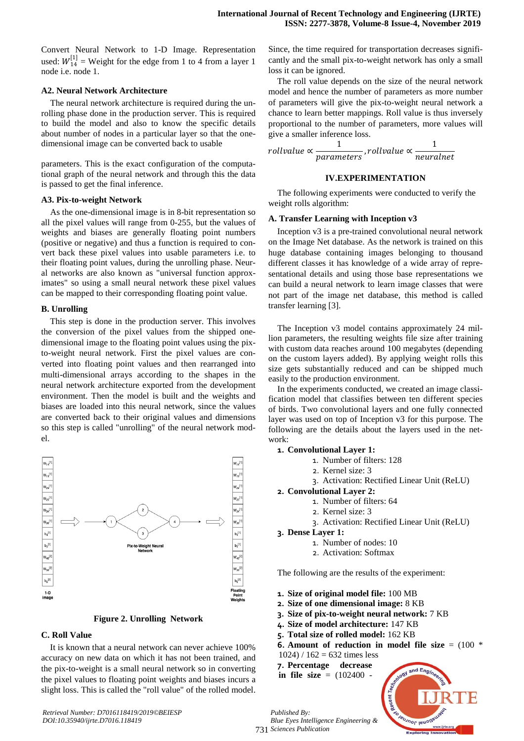Convert Neural Network to 1-D Image. Representation used: $W_{14}^{[1]}$ = Weight for the edge from 1 to 4 from a layer 1 node i.e. node 1.

### A2. Neural Network Architecture

The neural network architecture is required during the unrolling phase done in the production server. This is required to build the model and also to know the specific details about number of nodes in a particular layer so that the one-dimensional image can be converted back to usable parameters. This is the exact configuration of the computational graph of the neural network and through this the data is passed to get the final inference.

### A3. Pix-to-weight Network

As the one-dimensional image is in 8-bit representation so all the pixel values will range from 0-255, but the values of weights and biases are generally floating point numbers (positive or negative) and thus a function is required to convert back these pixel values into usable parameters i.e. to their floating point values, during the unrolling phase. Neural networks are also known as "universal function approximates" so using a small neural network these pixel values can be mapped to their corresponding floating point value.

### B. Unrolling

This step is done in the production server. This involves the conversion of the pixel values from the shipped one-dimensional image to the floating point values using the pix-to-weight neural network. First the pixel values are converted into floating point values and then rearranged into multi-dimensional arrays according to the shapes in the neural network architecture exported from the development environment. Then the model is built and the weights and biases are loaded into this neural network, since the values are converted back to their original values and dimensions so this step is called "unrolling" of the neural network model.

**Figure 2. Unrolling Network**

### C. Roll Value

It is known that a neural network can never achieve 100% accuracy on new data on which it has not been trained, and the pix-to-weight is a small neural network so in converting the pixel values to floating point weights and biases incurs a slight loss. This is called the "roll value" of the rolled model. Since, the time required for transportation decreases significantly and the small pix-to-weight network has only a small loss it can be ignored.

The roll value depends on the size of the neural network model and hence the number of parameters as more number of parameters will give the pix-to-weight neural network a chance to learn better mappings. Roll value is thus inversely proportional to the number of parameters, more values will give a smaller inference loss.

$$rollvalue \propto \frac{1}{parameters}, rollvalue \propto \frac{1}{neuralnet}$$

## IV.EXPERIMENTATION

The following experiments were conducted to verify the weight rolls algorithm:

### A. Transfer Learning with Inception v3

Inception v3 is a pre-trained convolutional neural network on the Image Net database. As the network is trained on this huge database containing images belonging to thousand different classes it has knowledge of a wide array of representational details and using those base representations we can build a neural network to learn image classes that were not part of the image net database, this method is called transfer learning [3].

The Inception v3 model contains approximately 24 million parameters, the resulting weights file size after training with custom data reaches around 100 megabytes (depending on the custom layers added). By applying weight rolls this size gets substantially reduced and can be shipped much easily to the production environment.

In the experiments conducted, we created an image classification model that classifies between ten different species of birds. Two convolutional layers and one fully connected layer was used on top of Inception v3 for this purpose. The following are the details about the layers used in the network:

1. **Convolutional Layer 1:**
   1. Number of filters: 128
   2. Kernel size: 3
   3. Activation: Rectified Linear Unit (ReLU)
2. **Convolutional Layer 2:**
   1. Number of filters: 64
   2. Kernel size: 3
   3. Activation: Rectified Linear Unit (ReLU)
3. **Dense Layer 1:**
   1. Number of nodes: 10
   2. Activation: Softmax

The following are the results of the experiment:

1. **Size of original model file:** 100 MB
2. **Size of one dimensional image:** 8 KB
3. **Size of pix-to-weight neural network:** 7 KB
4. **Size of model architecture:** 147 KB
5. **Total size of rolled model:** 162 KB
6. **Amount of reduction in model file size** = (100 * 1024) / 162 = 632 times less
7. **Percentage decrease in file size** = (102400 -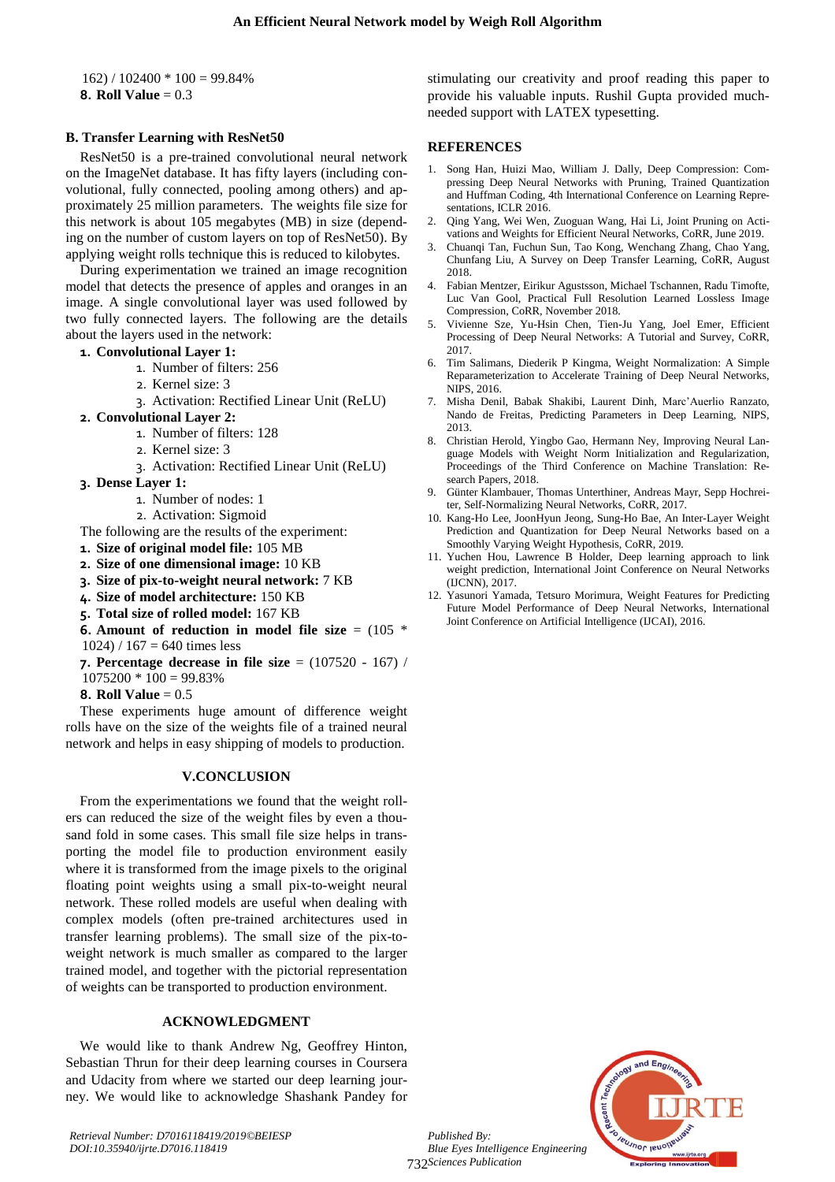162) / 102400 * 100 = 99.84%

**8. Roll Value** = 0.3

### B. Transfer Learning with ResNet50

ResNet50 is a pre-trained convolutional neural network on the ImageNet database. It has fifty layers (including convolutional, fully connected, pooling among others) and approximately 25 million parameters. The weights file size for this network is about 105 megabytes (MB) in size (depending on the number of custom layers on top of ResNet50). By applying weight rolls technique this is reduced to kilobytes.

During experimentation we trained an image recognition model that detects the presence of apples and oranges in an image. A single convolutional layer was used followed by two fully connected layers. The following are the details about the layers used in the network:

1. **Convolutional Layer 1:**
   1. Number of filters: 256
   2. Kernel size: 3
   3. Activation: Rectified Linear Unit (ReLU)
2. **Convolutional Layer 2:**
   1. Number of filters: 128
   2. Kernel size: 3
   3. Activation: Rectified Linear Unit (ReLU)
3. **Dense Layer 1:**
   1. Number of nodes: 1
   2. Activation: Sigmoid

The following are the results of the experiment:

1. **Size of original model file:** 105 MB
2. **Size of one dimensional image:** 10 KB
3. **Size of pix-to-weight neural network:** 7 KB
4. **Size of model architecture:** 150 KB
5. **Total size of rolled model:** 167 KB
6. **Amount of reduction in model file size** = (105 * 1024) / 167 = 640 times less
7. **Percentage decrease in file size** = (107520 - 167) / 1075200 * 100 = 99.83%
8. **Roll Value** = 0.5

These experiments huge amount of difference weight rolls have on the size of the weights file of a trained neural network and helps in easy shipping of models to production.

## V.CONCLUSION

From the experimentations we found that the weight rollers can reduced the size of the weight files by even a thousand fold in some cases. This small file size helps in transporting the model file to production environment easily where it is transformed from the image pixels to the original floating point weights using a small pix-to-weight neural network. These rolled models are useful when dealing with complex models (often pre-trained architectures used in transfer learning problems). The small size of the pix-to-weight network is much smaller as compared to the larger trained model, and together with the pictorial representation of weights can be transported to production environment.

## ACKNOWLEDGMENT

We would like to thank Andrew Ng, Geoffrey Hinton, Sebastian Thrun for their deep learning courses in Coursera and Udacity from where we started our deep learning journey. We would like to acknowledge Shashank Pandey for stimulating our creativity and proof reading this paper to provide his valuable inputs. Rushil Gupta provided much-needed support with LATEX typesetting.

## REFERENCES

1. Song Han, Huizi Mao, William J. Dally, Deep Compression: Compressing Deep Neural Networks with Pruning, Trained Quantization and Huffman Coding, 4th International Conference on Learning Representations, ICLR 2016.
2. Qing Yang, Wei Wen, Zuoguan Wang, Hai Li, Joint Pruning on Activations and Weights for Efficient Neural Networks, CoRR, June 2019.
3. Chuanqi Tan, Fuchun Sun, Tao Kong, Wenchang Zhang, Chao Yang, Chunfang Liu, A Survey on Deep Transfer Learning, CoRR, August 2018.
4. Fabian Mentzer, Eirikur Agustsson, Michael Tschannen, Radu Timofte, Luc Van Gool, Practical Full Resolution Learned Lossless Image Compression, CoRR, November 2018.
5. Vivienne Sze, Yu-Hsin Chen, Tien-Ju Yang, Joel Emer, Efficient Processing of Deep Neural Networks: A Tutorial and Survey, CoRR, 2017.
6. Tim Salimans, Diederik P Kingma, Weight Normalization: A Simple Reparameterization to Accelerate Training of Deep Neural Networks, NIPS, 2016.
7. Misha Denil, Babak Shakibi, Laurent Dinh, Marc'Auerlio Ranzato, Nando de Freitas, Predicting Parameters in Deep Learning, NIPS, 2013.
8. Christian Herold, Yingbo Gao, Hermann Ney, Improving Neural Language Models with Weight Norm Initialization and Regularization, Proceedings of the Third Conference on Machine Translation: Research Papers, 2018.
9. Günter Klambauer, Thomas Unterthiner, Andreas Mayr, Sepp Hochreiter, Self-Normalizing Neural Networks, CoRR, 2017.
10. Kang-Ho Lee, JoonHyun Jeong, Sung-Ho Bae, An Inter-Layer Weight Prediction and Quantization for Deep Neural Networks based on a Smoothly Varying Weight Hypothesis, CoRR, 2019.
11. Yuchen Hou, Lawrence B Holder, Deep learning approach to link weight prediction, International Joint Conference on Neural Networks (IJCNN), 2017.
12. Yasunori Yamada, Tetsuro Morimura, Weight Features for Predicting Future Model Performance of Deep Neural Networks, International Joint Conference on Artificial Intelligence (IJCAI), 2016.